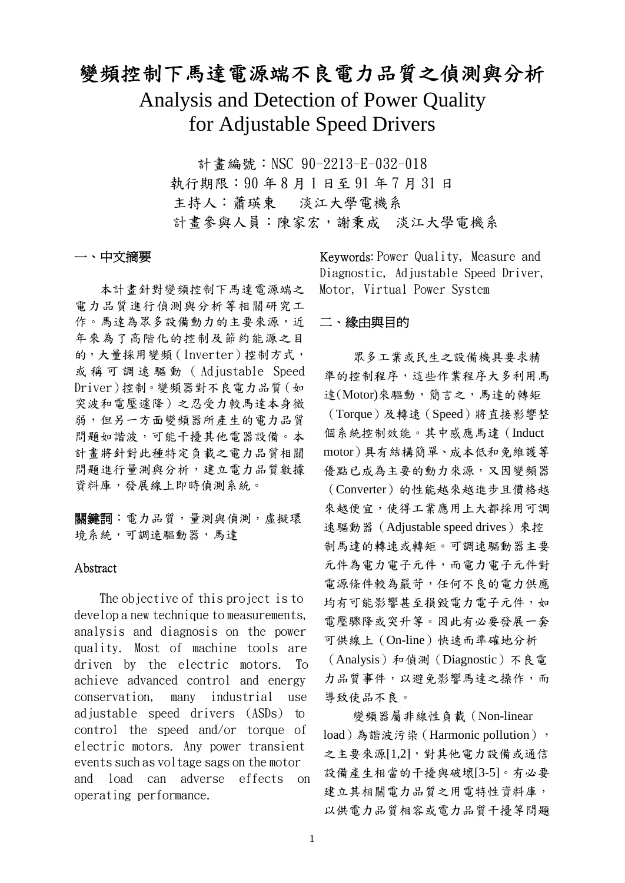# 變頻控制下馬達電源端不良電力品質之偵測與分析

# Analysis and Detection of Power Quality for Adjustable Speed Drivers

計畫編號：NSC 90-2213-E-032-018

執行期限：90 年 8 月 1 日至 91 年 7 月 31 日

主持人：蕭瑛東　淡江大學電機系

計畫參與人員：陳家宏，謝秉成　淡江大學電機系

## 一、中文摘要

本計畫針對變頻控制下馬達電源端之電力品質進行偵測與分析等相關研究工作。馬達為眾多設備動力的主要來源，近年來為了高階化的控制及節約能源之目的，大量採用變頻（Inverter）控制方式，或稱可調速驅動（Adjustable Speed Driver）控制。變頻器對不良電力品質（如突波和電壓遽降）之忍受力較馬達本身微弱，但另一方面變頻器所產生的電力品質問題如諧波，可能干擾其他電器設備。本計畫將針對此種特定負載之電力品質相關問題進行量測與分析，建立電力品質數據資料庫，發展線上即時偵測系統。

**關鍵詞**：電力品質，量測與偵測，虛擬環境系統，可調速驅動器，馬達

## Abstract

The objective of this project is to develop a new technique to measurements, analysis and diagnosis on the power quality. Most of machine tools are driven by the electric motors. To achieve advanced control and energy conservation, many industrial use adjustable speed drivers (ASDs) to control the speed and/or torque of electric motors. Any power transient events such as voltage sags on the motor and load can adverse effects on operating performance.

**Keywords**: Power Quality, Measure and Diagnostic, Adjustable Speed Driver, Motor, Virtual Power System

## 二、緣由與目的

眾多工業或民生之設備機具要求精準的控制程序，這些作業程序大多利用馬達(Motor)來驅動，簡言之，馬達的轉矩（Torque）及轉速（Speed）將直接影響整個系統控制效能。其中感應馬達（Induct motor）具有結構簡單、成本低和免維護等優點已成為主要的動力來源，又因變頻器（Converter）的性能越來越進步且價格越來越便宜，使得工業應用上大都採用可調速驅動器（Adjustable speed drives）來控制馬達的轉速或轉矩。可調速驅動器主要元件為電力電子元件，而電力電子元件對電源條件較為嚴苛，任何不良的電力供應均有可能影響甚至損毀電力電子元件，如電壓驟降或突升等。因此有必要發展一套可供線上（On-line）快速而準確地分析（Analysis）和偵測（Diagnostic）不良電力品質事件，以避免影響馬達之操作，而導致使品不良。

變頻器屬非線性負載（Non-linear load）為諧波污染（Harmonic pollution），之主要來源[1,2]，對其他電力設備或通信設備產生相當的干擾與破壞[3-5]。有必要建立其相關電力品質之用電特性資料庫，以供電力品質相容或電力品質干擾等問題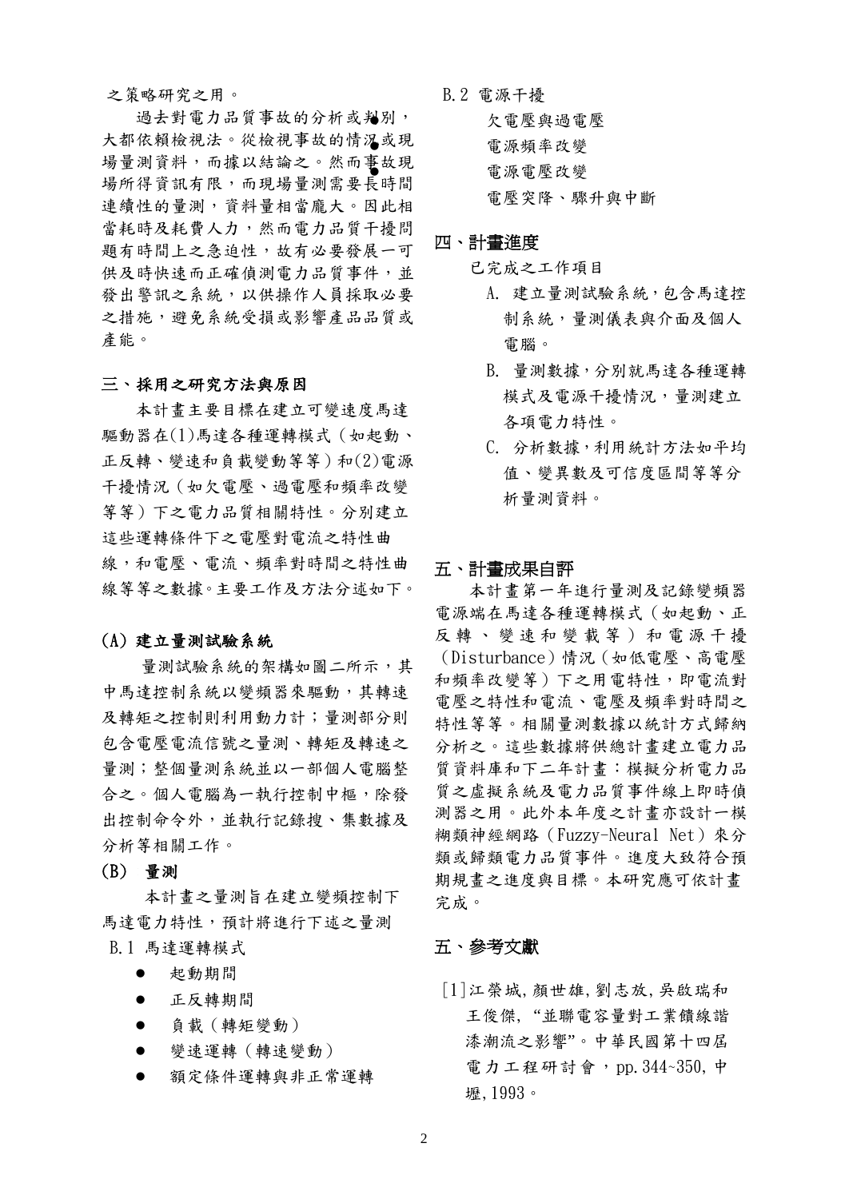之策略研究之用。

過去對電力品質事故的分析或判別，大都依賴檢視法。從檢視事故的情況或現場量測資料，而據以結論之。然而事故現場所得資訊有限，而現場量測需要長時間連續性的量測，資料量相當龐大。因此相當耗時及耗費人力，然而電力品質干擾問題有時間上之急迫性，故有必要發展一可供及時快速而正確偵測電力品質事件，並發出警訊之系統，以供操作人員採取必要之措施，避免系統受損或影響產品品質或產能。

## 三、採用之研究方法與原因

本計畫主要目標在建立可變速度馬達驅動器在(1)馬達各種運轉模式（如起動、正反轉、變速和負載變動等等）和(2)電源干擾情況（如欠電壓、過電壓和頻率改變等等）下之電力品質相關特性。分別建立這些運轉條件下之電壓對電流之特性曲線，和電壓、電流、頻率對時間之特性曲線等等之數據。主要工作及方法分述如下。

### (A) 建立量測試驗系統

量測試驗系統的架構如圖二所示，其中馬達控制系統以變頻器來驅動，其轉速及轉矩之控制則利用動力計；量測部分則包含電壓電流信號之量測、轉矩及轉速之量測；整個量測系統並以一部個人電腦整合之。個人電腦為一執行控制中樞，除發出控制命令外，並執行記錄搜、集數據及分析等相關工作。

### (B) 量測

本計畫之量測旨在建立變頻控制下馬達電力特性，預計將進行下述之量測

B.1 馬達運轉模式

- 起動期間
- 正反轉期間
- 負載（轉矩變動）
- 變速運轉（轉速變動）
- 額定條件運轉與非正常運轉

B.2 電源干擾

欠電壓與過電壓

電源頻率改變

電源電壓改變

電壓突降、驟升與中斷

## 四、計畫進度

已完成之工作項目

A. 建立量測試驗系統，包含馬達控制系統，量測儀表與介面及個人電腦。

B. 量測數據，分別就馬達各種運轉模式及電源干擾情況，量測建立各項電力特性。

C. 分析數據，利用統計方法如平均值、變異數及可信度區間等等分析量測資料。

## 五、計畫成果自評

本計畫第一年進行量測及記錄變頻器電源端在馬達各種運轉模式（如起動、正反轉、變速和變載等）和電源干擾（Disturbance）情況（如低電壓、高電壓和頻率改變等）下之用電特性，即電流對電壓之特性和電流、電壓及頻率對時間之特性等等。相關量測數據以統計方式歸納分析之。這些數據將供總計畫建立電力品質資料庫和下二年計畫：模擬分析電力品質之虛擬系統及電力品質事件線上即時偵測器之用。此外本年度之計畫亦設計一模糊類神經網路（Fuzzy-Neural Net）來分類或歸類電力品質事件。進度大致符合預期規畫之進度與目標。本研究應可依計畫完成。

## 五、參考文獻

[1] 江榮城, 顏世雄, 劉志放, 吳啟瑞和王俊傑, “並聯電容量對工業饋線諧溱潮流之影響”。中華民國第十四屆電力工程研討會，pp. 344~350, 中壢, 1993。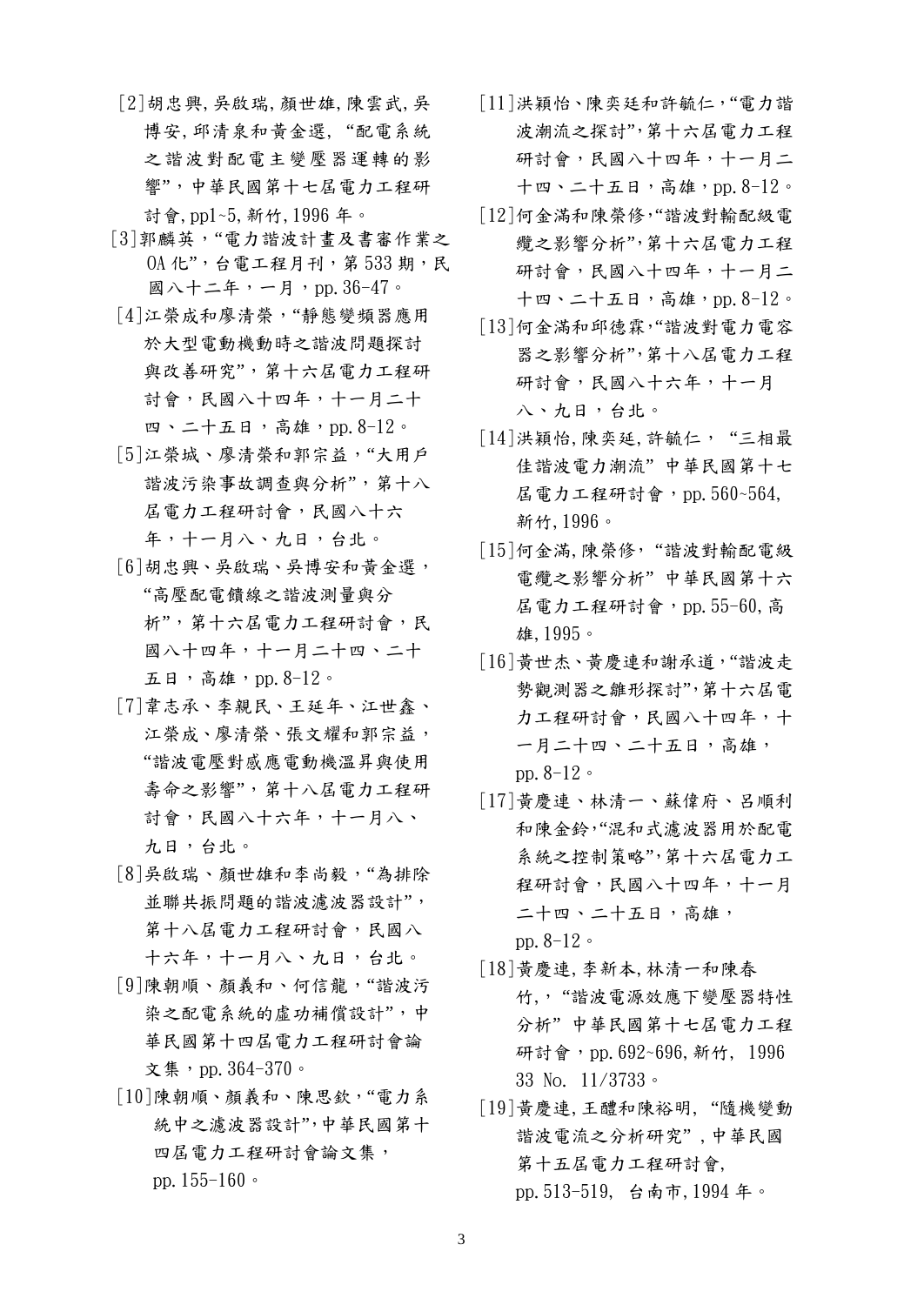[2]胡忠興,吳啟瑞,顏世雄,陳雲武,吳博安,邱清泉和黃金選, "配電系統之諧波對配電主變壓器運轉的影響",中華民國第十七屆電力工程研討會,pp1~5,新竹,1996 年。

[3]郭麟英,"電力諧波計畫及書審作業之 OA 化",台電工程月刊,第 533 期,民國八十二年,一月,pp.36-47。

[4]江榮成和廖清榮,"靜態變頻器應用於大型電動機動時之諧波問題探討與改善研究",第十六屆電力工程研討會,民國八十四年,十一月二十四、二十五日,高雄,pp.8-12。

[5]江榮城、廖清榮和郭宗益,"大用戶諧波污染事故調查與分析",第十八屆電力工程研討會,民國八十六年,十一月八、九日,台北。

[6]胡忠興、吳啟瑞、吳博安和黃金選,"高壓配電饋線之諧波測量與分析",第十六屆電力工程研討會,民國八十四年,十一月二十四、二十五日,高雄,pp.8-12。

[7]韋志承、李親民、王延年、江世鑫、江榮成、廖清榮、張文耀和郭宗益,"諧波電壓對感應電動機溫昇與使用壽命之影響",第十八屆電力工程研討會,民國八十六年,十一月八、九日,台北。

[8]吳啟瑞、顏世雄和李尚毅,"為排除並聯共振問題的諧波濾波器設計",第十八屆電力工程研討會,民國八十六年,十一月八、九日,台北。

[9]陳朝順、顏義和、何信龍,"諧波污染之配電系統的虛功補償設計",中華民國第十四屆電力工程研討會論文集,pp.364-370。

[10]陳朝順、顏義和、陳思欽,"電力系統中之濾波器設計",中華民國第十四屆電力工程研討會論文集,pp.155-160。

[11]洪穎怡、陳奕廷和許毓仁,"電力諧波潮流之探討",第十六屆電力工程研討會,民國八十四年,十一月二十四、二十五日,高雄,pp.8-12。

[12]何金滿和陳榮修,"諧波對輸配級電纜之影響分析",第十六屆電力工程研討會,民國八十四年,十一月二十四、二十五日,高雄,pp.8-12。

[13]何金滿和邱德霖,"諧波對電力電容器之影響分析",第十八屆電力工程研討會,民國八十六年,十一月八、九日,台北。

[14]洪穎怡,陳奕廷,許毓仁, "三相最佳諧波電力潮流" 中華民國第十七屆電力工程研討會,pp.560~564,新竹,1996。

[15]何金滿,陳榮修, "諧波對輸配電級電纜之影響分析" 中華民國第十六屆電力工程研討會,pp.55-60,高雄,1995。

[16]黃世杰、黃慶連和謝承道,"諧波走勢觀測器之雛形探討",第十六屆電力工程研討會,民國八十四年,十一月二十四、二十五日,高雄,pp.8-12。

[17]黃慶連、林清一、蘇偉府、呂順利和陳金鈴,"混和式濾波器用於配電系統之控制策略",第十六屆電力工程研討會,民國八十四年,十一月二十四、二十五日,高雄,pp.8-12。

[18]黃慶連,李新本,林清一和陳春竹, "諧波電源效應下變壓器特性分析" 中華民國第十七屆電力工程研討會,pp.692~696,新竹, 1996 33 No. 11/3733。

[19]黃慶連,王醴和陳裕明, "隨機變動諧波電流之分析研究" ,中華民國第十五屆電力工程研討會,pp.513-519, 台南市,1994 年。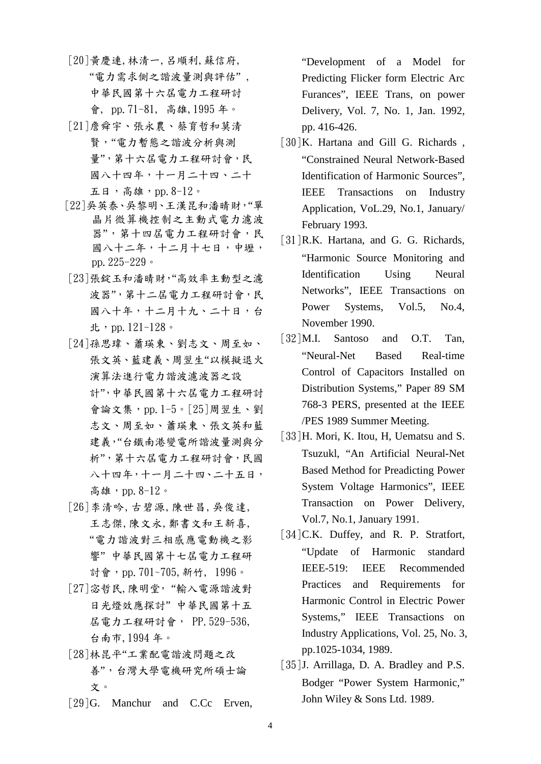[20]黃慶連, 林清一, 呂順利, 蘇信府, "電力需求側之諧波量測與評估", 中華民國第十六屆電力工程研討會, pp. 71-81, 高雄, 1995 年。

[21]詹舜宇、張永農、蔡育哲和莫清賢,"電力暫態之諧波分析與測量",第十六屆電力工程研討會,民國八十四年,十一月二十四、二十五日,高雄,pp. 8-12。

[22]吳英泰、吳黎明、王漢昆和潘晴財,"單晶片微算機控制之主動式電力濾波器",第十四屆電力工程研討會,民國八十二年,十二月十七日,中壢, pp. 225-229。

[23]張錠玉和潘晴財,"高效率主動型之濾波器",第十二屆電力工程研討會,民國八十年,十二月十九、二十日,台北,pp. 121-128。

[24]孫思瑋、蕭瑛東、劉志文、周至如、張文英、藍建義、周翌生"以模擬退火演算法進行電力諧波濾波器之設計",中華民國第十六屆電力工程研討會論文集,pp. 1-5。[25]周翌生、劉志文、周至如、蕭瑛東、張文英和藍建義,"台鐵南港變電所諧波量測與分析",第十六屆電力工程研討會,民國八十四年,十一月二十四、二十五日,高雄,pp. 8-12。

[26]李清吟, 古碧源, 陳世昌, 吳俊達, 王志傑, 陳文永, 鄭書文和王新喜, "電力諧波對三相感應電動機之影響" 中華民國第十七屆電力工程研討會,pp. 701~705, 新竹, 1996。

[27]宓哲民, 陳明堂, "輸入電源諧波對日光燈效應探討" 中華民國第十五屆電力工程研討會, PP. 529-536, 台南市, 1994 年。

[28]林昆平"工業配電諧波問題之改善",台灣大學電機研究所碩士論文。

[29]G. Manchur and C.Cc Erven, "Development of a Model for Predicting Flicker form Electric Arc Furances", IEEE Trans, on power Delivery, Vol. 7, No. 1, Jan. 1992, pp. 416-426.

[30]K. Hartana and Gill G. Richards , "Constrained Neural Network-Based Identification of Harmonic Sources", IEEE Transactions on Industry Application, VoL.29, No.1, January/ February 1993.

[31]R.K. Hartana, and G. G. Richards, "Harmonic Source Monitoring and Identification Using Neural Networks", IEEE Transactions on Power Systems, Vol.5, No.4, November 1990.

[32]M.I. Santoso and O.T. Tan, "Neural-Net Based Real-time Control of Capacitors Installed on Distribution Systems," Paper 89 SM 768-3 PERS, presented at the IEEE /PES 1989 Summer Meeting.

[33]H. Mori, K. Itou, H, Uematsu and S. Tsuzukl, "An Artificial Neural-Net Based Method for Preadicting Power System Voltage Harmonics", IEEE Transaction on Power Delivery, Vol.7, No.1, January 1991.

[34]C.K. Duffey, and R. P. Stratfort, "Update of Harmonic standard IEEE-519: IEEE Recommended Practices and Requirements for Harmonic Control in Electric Power Systems," IEEE Transactions on Industry Applications, Vol. 25, No. 3, pp.1025-1034, 1989.

[35]J. Arrillaga, D. A. Bradley and P.S. Bodger "Power System Harmonic," John Wiley & Sons Ltd. 1989.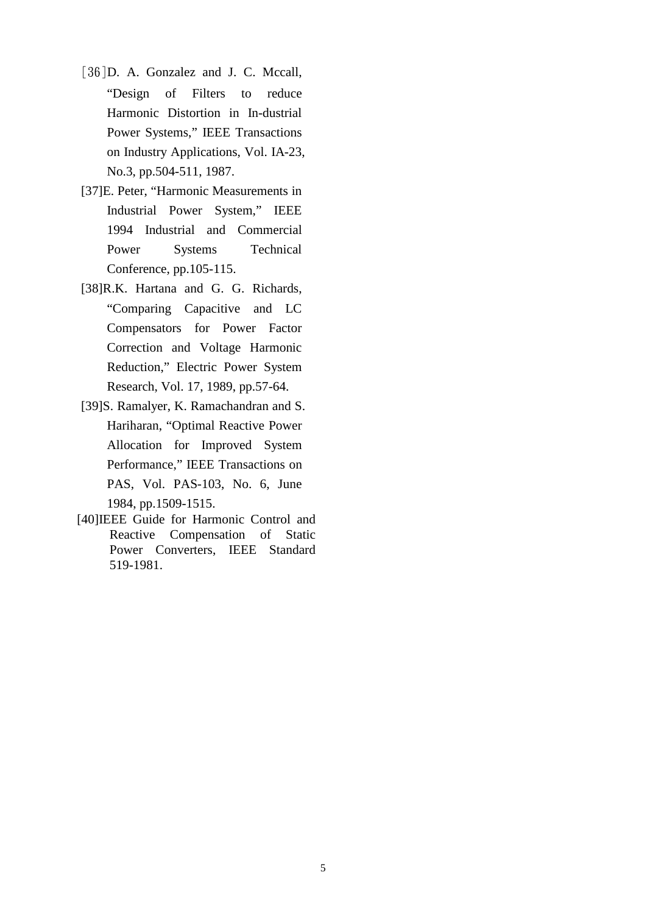[36]D. A. Gonzalez and J. C. Mccall, "Design of Filters to reduce Harmonic Distortion in In-dustrial Power Systems," IEEE Transactions on Industry Applications, Vol. IA-23, No.3, pp.504-511, 1987.

[37]E. Peter, "Harmonic Measurements in Industrial Power System," IEEE 1994 Industrial and Commercial Power Systems Technical Conference, pp.105-115.

[38]R.K. Hartana and G. G. Richards, "Comparing Capacitive and LC Compensators for Power Factor Correction and Voltage Harmonic Reduction," Electric Power System Research, Vol. 17, 1989, pp.57-64.

[39]S. Ramalyer, K. Ramachandran and S. Hariharan, "Optimal Reactive Power Allocation for Improved System Performance," IEEE Transactions on PAS, Vol. PAS-103, No. 6, June 1984, pp.1509-1515.

[40]IEEE Guide for Harmonic Control and Reactive Compensation of Static Power Converters, IEEE Standard 519-1981.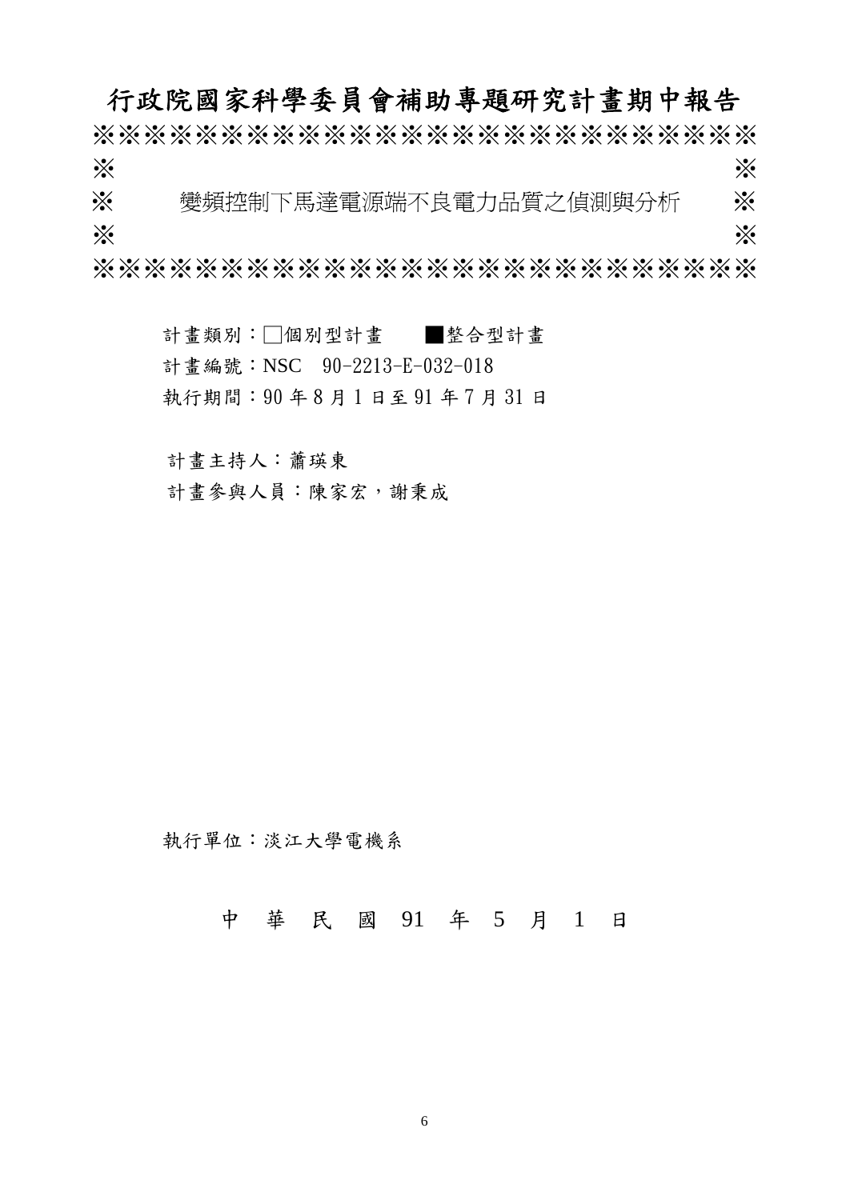# 行政院國家科學委員會補助專題研究計畫期中報告

※※※※※※※※※※※※※※※※※※※※※※※※※※※

※ 變頻控制下馬達電源端不良電力品質之偵測與分析 ※

※※※※※※※※※※※※※※※※※※※※※※※※※※※

計畫類別：□個別型計畫　■整合型計畫

計畫編號：NSC　90-2213-E-032-018

執行期間：90 年 8 月 1 日至 91 年 7 月 31 日

計畫主持人：蕭瑛東

計畫參與人員：陳家宏，謝秉成

執行單位：淡江大學電機系

中 華 民 國 91 年 5 月 1 日